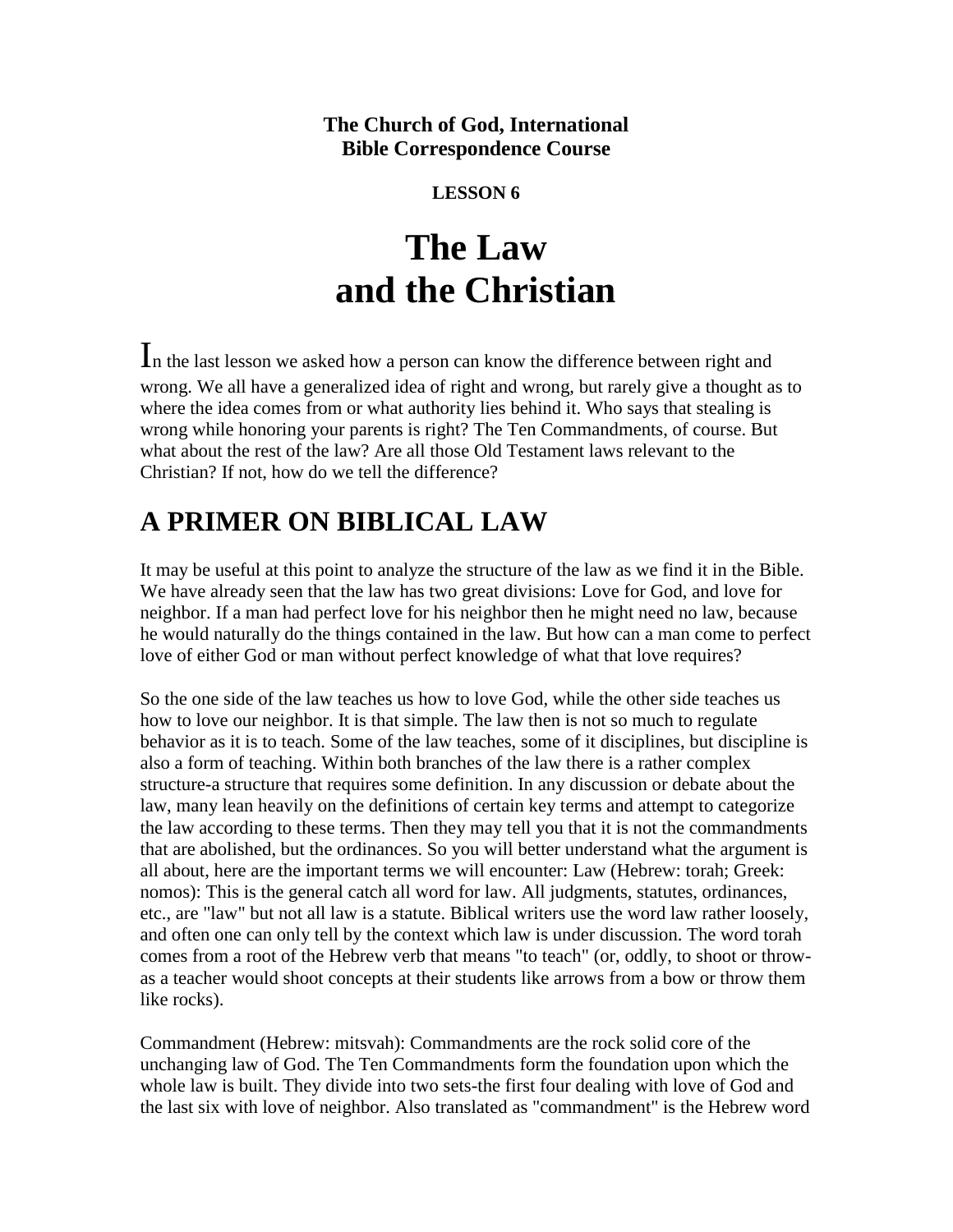**The Church of God, International**
**Bible Correspondence Course**

**LESSON 6**

# The Law and the Christian

In the last lesson we asked how a person can know the difference between right and wrong. We all have a generalized idea of right and wrong, but rarely give a thought as to where the idea comes from or what authority lies behind it. Who says that stealing is wrong while honoring your parents is right? The Ten Commandments, of course. But what about the rest of the law? Are all those Old Testament laws relevant to the Christian? If not, how do we tell the difference?

## A PRIMER ON BIBLICAL LAW

It may be useful at this point to analyze the structure of the law as we find it in the Bible. We have already seen that the law has two great divisions: Love for God, and love for neighbor. If a man had perfect love for his neighbor then he might need no law, because he would naturally do the things contained in the law. But how can a man come to perfect love of either God or man without perfect knowledge of what that love requires?

So the one side of the law teaches us how to love God, while the other side teaches us how to love our neighbor. It is that simple. The law then is not so much to regulate behavior as it is to teach. Some of the law teaches, some of it disciplines, but discipline is also a form of teaching. Within both branches of the law there is a rather complex structure-a structure that requires some definition. In any discussion or debate about the law, many lean heavily on the definitions of certain key terms and attempt to categorize the law according to these terms. Then they may tell you that it is not the commandments that are abolished, but the ordinances. So you will better understand what the argument is all about, here are the important terms we will encounter: Law (Hebrew: torah; Greek: nomos): This is the general catch all word for law. All judgments, statutes, ordinances, etc., are "law" but not all law is a statute. Biblical writers use the word law rather loosely, and often one can only tell by the context which law is under discussion. The word torah comes from a root of the Hebrew verb that means "to teach" (or, oddly, to shoot or throw-as a teacher would shoot concepts at their students like arrows from a bow or throw them like rocks).

Commandment (Hebrew: mitsvah): Commandments are the rock solid core of the unchanging law of God. The Ten Commandments form the foundation upon which the whole law is built. They divide into two sets-the first four dealing with love of God and the last six with love of neighbor. Also translated as "commandment" is the Hebrew word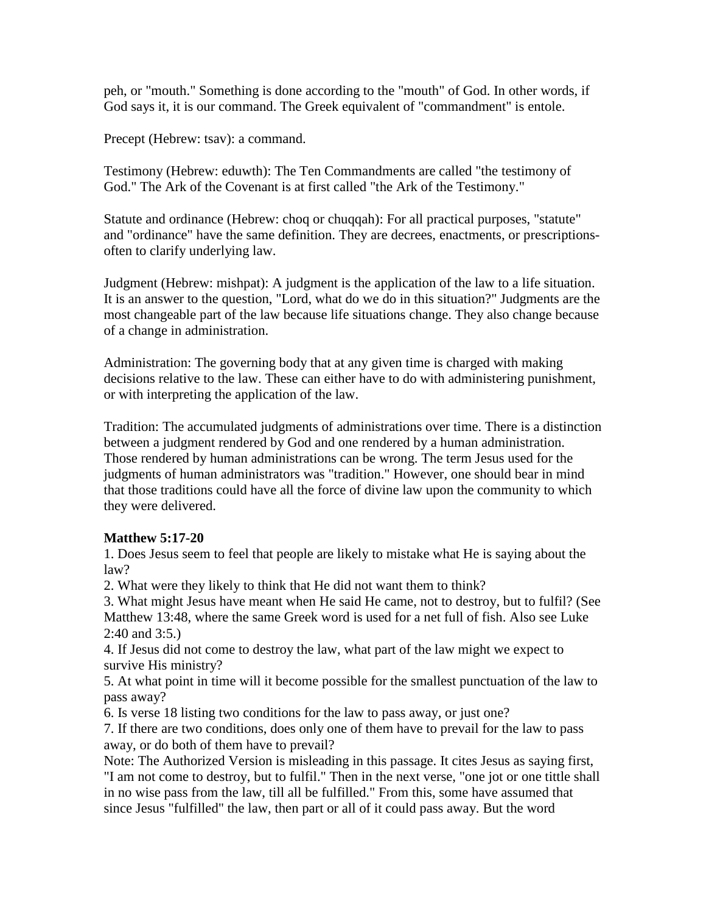peh, or "mouth." Something is done according to the "mouth" of God. In other words, if God says it, it is our command. The Greek equivalent of "commandment" is entole.

Precept (Hebrew: tsav): a command.

Testimony (Hebrew: eduwth): The Ten Commandments are called "the testimony of God." The Ark of the Covenant is at first called "the Ark of the Testimony."

Statute and ordinance (Hebrew: choq or chuqqah): For all practical purposes, "statute" and "ordinance" have the same definition. They are decrees, enactments, or prescriptions-often to clarify underlying law.

Judgment (Hebrew: mishpat): A judgment is the application of the law to a life situation. It is an answer to the question, "Lord, what do we do in this situation?" Judgments are the most changeable part of the law because life situations change. They also change because of a change in administration.

Administration: The governing body that at any given time is charged with making decisions relative to the law. These can either have to do with administering punishment, or with interpreting the application of the law.

Tradition: The accumulated judgments of administrations over time. There is a distinction between a judgment rendered by God and one rendered by a human administration. Those rendered by human administrations can be wrong. The term Jesus used for the judgments of human administrators was "tradition." However, one should bear in mind that those traditions could have all the force of divine law upon the community to which they were delivered.

**Matthew 5:17-20**

1. Does Jesus seem to feel that people are likely to mistake what He is saying about the law?
2. What were they likely to think that He did not want them to think?
3. What might Jesus have meant when He said He came, not to destroy, but to fulfil? (See Matthew 13:48, where the same Greek word is used for a net full of fish. Also see Luke 2:40 and 3:5.)
4. If Jesus did not come to destroy the law, what part of the law might we expect to survive His ministry?
5. At what point in time will it become possible for the smallest punctuation of the law to pass away?
6. Is verse 18 listing two conditions for the law to pass away, or just one?
7. If there are two conditions, does only one of them have to prevail for the law to pass away, or do both of them have to prevail?

Note: The Authorized Version is misleading in this passage. It cites Jesus as saying first, "I am not come to destroy, but to fulfil." Then in the next verse, "one jot or one tittle shall in no wise pass from the law, till all be fulfilled." From this, some have assumed that since Jesus "fulfilled" the law, then part or all of it could pass away. But the word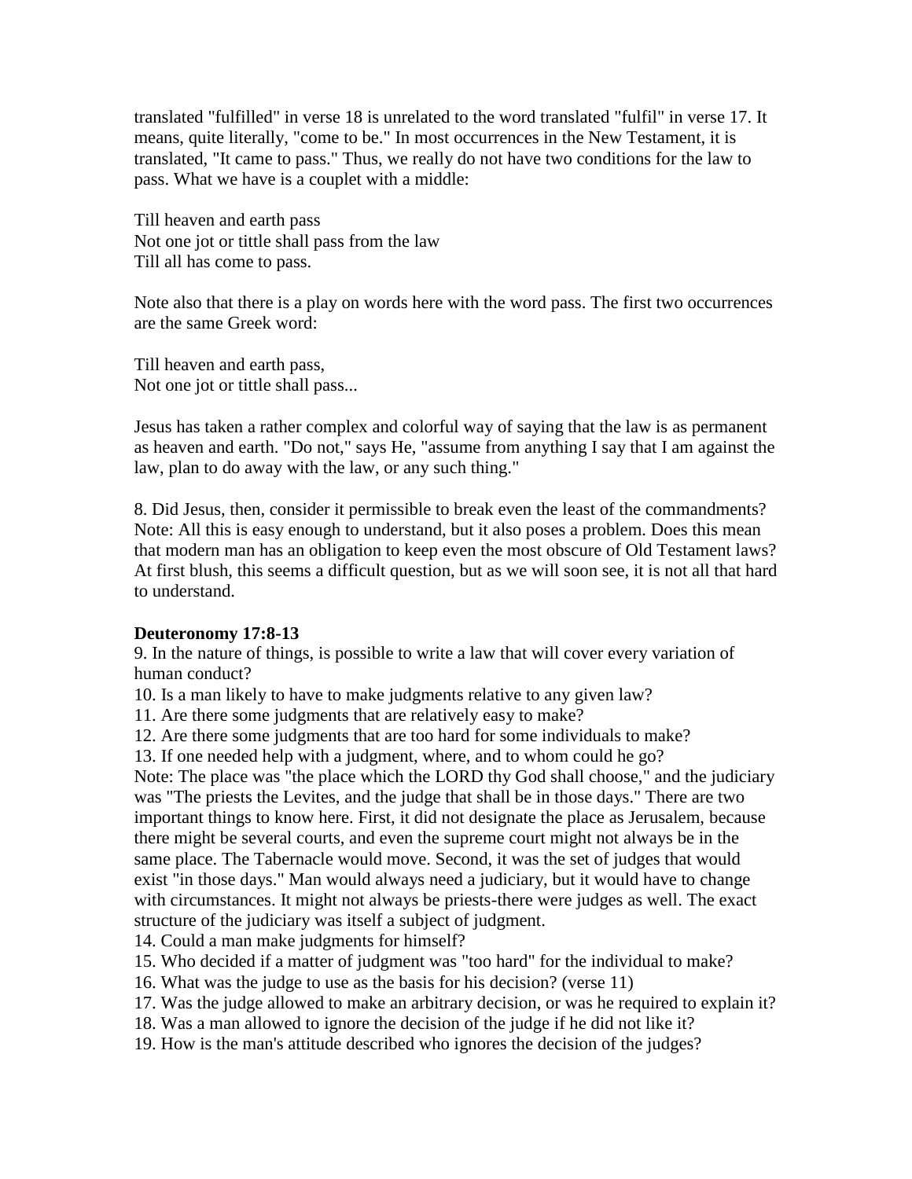translated "fulfilled" in verse 18 is unrelated to the word translated "fulfil" in verse 17. It means, quite literally, "come to be." In most occurrences in the New Testament, it is translated, "It came to pass." Thus, we really do not have two conditions for the law to pass. What we have is a couplet with a middle:

Till heaven and earth pass  
Not one jot or tittle shall pass from the law  
Till all has come to pass.

Note also that there is a play on words here with the word pass. The first two occurrences are the same Greek word:

Till heaven and earth pass,  
Not one jot or tittle shall pass...

Jesus has taken a rather complex and colorful way of saying that the law is as permanent as heaven and earth. "Do not," says He, "assume from anything I say that I am against the law, plan to do away with the law, or any such thing."

8. Did Jesus, then, consider it permissible to break even the least of the commandments?  
Note: All this is easy enough to understand, but it also poses a problem. Does this mean that modern man has an obligation to keep even the most obscure of Old Testament laws? At first blush, this seems a difficult question, but as we will soon see, it is not all that hard to understand.

**Deuteronomy 17:8-13**

9. In the nature of things, is possible to write a law that will cover every variation of human conduct?
10. Is a man likely to have to make judgments relative to any given law?
11. Are there some judgments that are relatively easy to make?
12. Are there some judgments that are too hard for some individuals to make?
13. If one needed help with a judgment, where, and to whom could he go?  
Note: The place was "the place which the LORD thy God shall choose," and the judiciary was "The priests the Levites, and the judge that shall be in those days." There are two important things to know here. First, it did not designate the place as Jerusalem, because there might be several courts, and even the supreme court might not always be in the same place. The Tabernacle would move. Second, it was the set of judges that would exist "in those days." Man would always need a judiciary, but it would have to change with circumstances. It might not always be priests-there were judges as well. The exact structure of the judiciary was itself a subject of judgment.
14. Could a man make judgments for himself?
15. Who decided if a matter of judgment was "too hard" for the individual to make?
16. What was the judge to use as the basis for his decision? (verse 11)
17. Was the judge allowed to make an arbitrary decision, or was he required to explain it?
18. Was a man allowed to ignore the decision of the judge if he did not like it?
19. How is the man's attitude described who ignores the decision of the judges?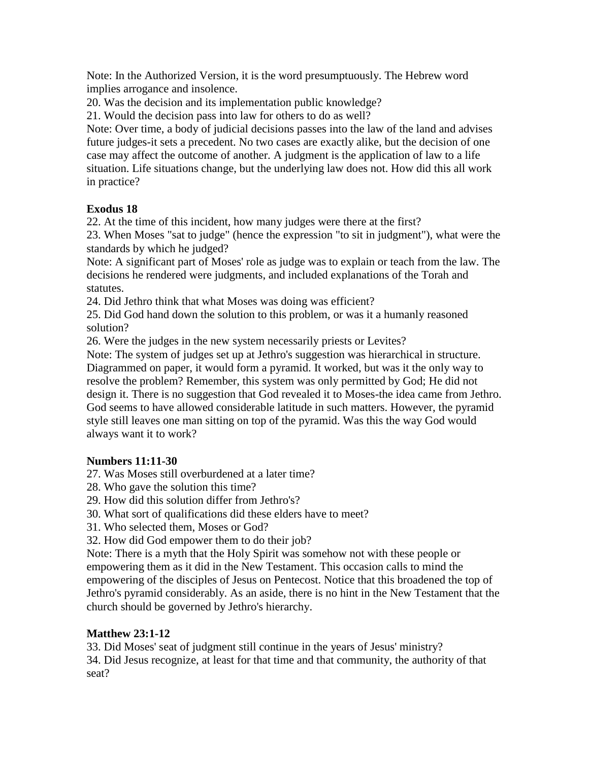Note: In the Authorized Version, it is the word presumptuously. The Hebrew word implies arrogance and insolence.

20. Was the decision and its implementation public knowledge?

21. Would the decision pass into law for others to do as well?

Note: Over time, a body of judicial decisions passes into the law of the land and advises future judges-it sets a precedent. No two cases are exactly alike, but the decision of one case may affect the outcome of another. A judgment is the application of law to a life situation. Life situations change, but the underlying law does not. How did this all work in practice?

**Exodus 18**

22. At the time of this incident, how many judges were there at the first?

23. When Moses "sat to judge" (hence the expression "to sit in judgment"), what were the standards by which he judged?

Note: A significant part of Moses' role as judge was to explain or teach from the law. The decisions he rendered were judgments, and included explanations of the Torah and statutes.

24. Did Jethro think that what Moses was doing was efficient?

25. Did God hand down the solution to this problem, or was it a humanly reasoned solution?

26. Were the judges in the new system necessarily priests or Levites?

Note: The system of judges set up at Jethro's suggestion was hierarchical in structure. Diagrammed on paper, it would form a pyramid. It worked, but was it the only way to resolve the problem? Remember, this system was only permitted by God; He did not design it. There is no suggestion that God revealed it to Moses-the idea came from Jethro. God seems to have allowed considerable latitude in such matters. However, the pyramid style still leaves one man sitting on top of the pyramid. Was this the way God would always want it to work?

**Numbers 11:11-30**

27. Was Moses still overburdened at a later time?

28. Who gave the solution this time?

29. How did this solution differ from Jethro's?

30. What sort of qualifications did these elders have to meet?

31. Who selected them, Moses or God?

32. How did God empower them to do their job?

Note: There is a myth that the Holy Spirit was somehow not with these people or empowering them as it did in the New Testament. This occasion calls to mind the empowering of the disciples of Jesus on Pentecost. Notice that this broadened the top of Jethro's pyramid considerably. As an aside, there is no hint in the New Testament that the church should be governed by Jethro's hierarchy.

**Matthew 23:1-12**

33. Did Moses' seat of judgment still continue in the years of Jesus' ministry?

34. Did Jesus recognize, at least for that time and that community, the authority of that seat?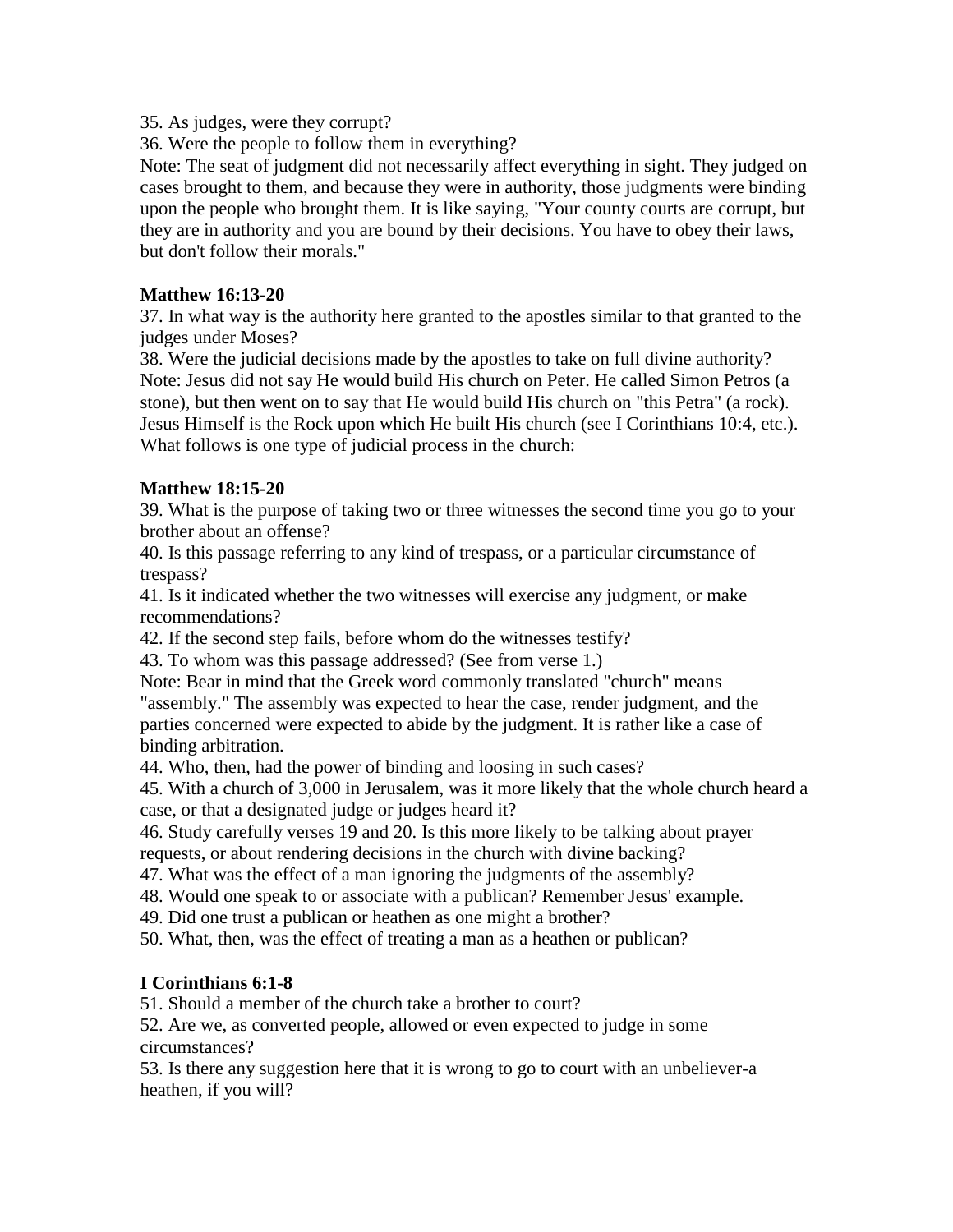35. As judges, were they corrupt?
36. Were the people to follow them in everything?
Note: The seat of judgment did not necessarily affect everything in sight. They judged on cases brought to them, and because they were in authority, those judgments were binding upon the people who brought them. It is like saying, "Your county courts are corrupt, but they are in authority and you are bound by their decisions. You have to obey their laws, but don't follow their morals."

**Matthew 16:13-20**
37. In what way is the authority here granted to the apostles similar to that granted to the judges under Moses?
38. Were the judicial decisions made by the apostles to take on full divine authority?
Note: Jesus did not say He would build His church on Peter. He called Simon Petros (a stone), but then went on to say that He would build His church on "this Petra" (a rock). Jesus Himself is the Rock upon which He built His church (see I Corinthians 10:4, etc.). What follows is one type of judicial process in the church:

**Matthew 18:15-20**
39. What is the purpose of taking two or three witnesses the second time you go to your brother about an offense?
40. Is this passage referring to any kind of trespass, or a particular circumstance of trespass?
41. Is it indicated whether the two witnesses will exercise any judgment, or make recommendations?
42. If the second step fails, before whom do the witnesses testify?
43. To whom was this passage addressed? (See from verse 1.)
Note: Bear in mind that the Greek word commonly translated "church" means "assembly." The assembly was expected to hear the case, render judgment, and the parties concerned were expected to abide by the judgment. It is rather like a case of binding arbitration.
44. Who, then, had the power of binding and loosing in such cases?
45. With a church of 3,000 in Jerusalem, was it more likely that the whole church heard a case, or that a designated judge or judges heard it?
46. Study carefully verses 19 and 20. Is this more likely to be talking about prayer requests, or about rendering decisions in the church with divine backing?
47. What was the effect of a man ignoring the judgments of the assembly?
48. Would one speak to or associate with a publican? Remember Jesus' example.
49. Did one trust a publican or heathen as one might a brother?
50. What, then, was the effect of treating a man as a heathen or publican?

**I Corinthians 6:1-8**
51. Should a member of the church take a brother to court?
52. Are we, as converted people, allowed or even expected to judge in some circumstances?
53. Is there any suggestion here that it is wrong to go to court with an unbeliever-a heathen, if you will?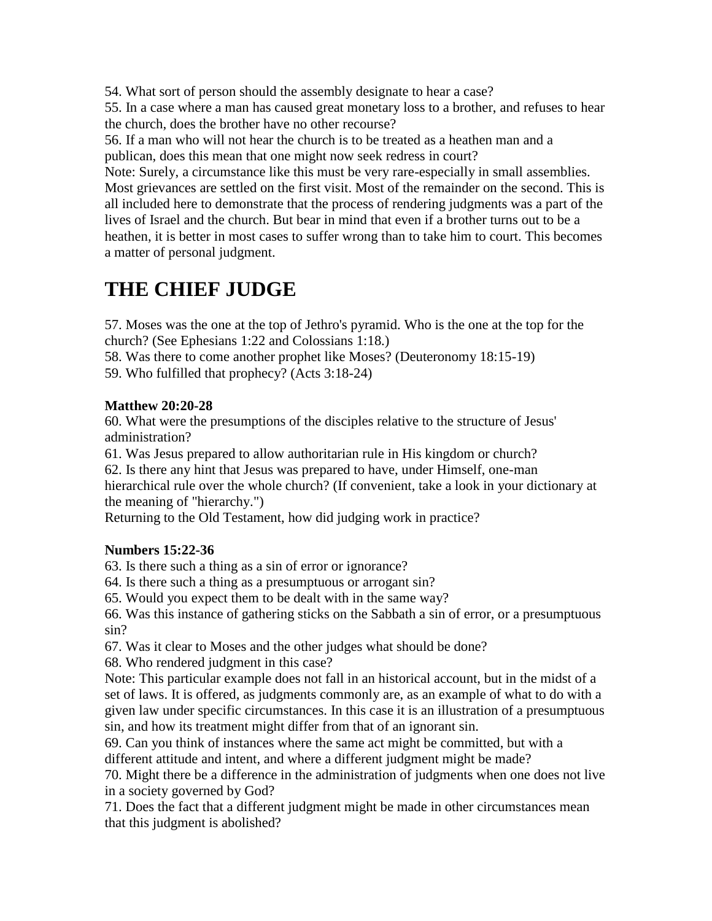54. What sort of person should the assembly designate to hear a case?
55. In a case where a man has caused great monetary loss to a brother, and refuses to hear the church, does the brother have no other recourse?
56. If a man who will not hear the church is to be treated as a heathen man and a publican, does this mean that one might now seek redress in court?
Note: Surely, a circumstance like this must be very rare-especially in small assemblies. Most grievances are settled on the first visit. Most of the remainder on the second. This is all included here to demonstrate that the process of rendering judgments was a part of the lives of Israel and the church. But bear in mind that even if a brother turns out to be a heathen, it is better in most cases to suffer wrong than to take him to court. This becomes a matter of personal judgment.

# THE CHIEF JUDGE

57. Moses was the one at the top of Jethro's pyramid. Who is the one at the top for the church? (See Ephesians 1:22 and Colossians 1:18.)
58. Was there to come another prophet like Moses? (Deuteronomy 18:15-19)
59. Who fulfilled that prophecy? (Acts 3:18-24)

**Matthew 20:20-28**
60. What were the presumptions of the disciples relative to the structure of Jesus' administration?
61. Was Jesus prepared to allow authoritarian rule in His kingdom or church?
62. Is there any hint that Jesus was prepared to have, under Himself, one-man hierarchical rule over the whole church? (If convenient, take a look in your dictionary at the meaning of "hierarchy.")
Returning to the Old Testament, how did judging work in practice?

**Numbers 15:22-36**
63. Is there such a thing as a sin of error or ignorance?
64. Is there such a thing as a presumptuous or arrogant sin?
65. Would you expect them to be dealt with in the same way?
66. Was this instance of gathering sticks on the Sabbath a sin of error, or a presumptuous sin?
67. Was it clear to Moses and the other judges what should be done?
68. Who rendered judgment in this case?
Note: This particular example does not fall in an historical account, but in the midst of a set of laws. It is offered, as judgments commonly are, as an example of what to do with a given law under specific circumstances. In this case it is an illustration of a presumptuous sin, and how its treatment might differ from that of an ignorant sin.
69. Can you think of instances where the same act might be committed, but with a different attitude and intent, and where a different judgment might be made?
70. Might there be a difference in the administration of judgments when one does not live in a society governed by God?
71. Does the fact that a different judgment might be made in other circumstances mean that this judgment is abolished?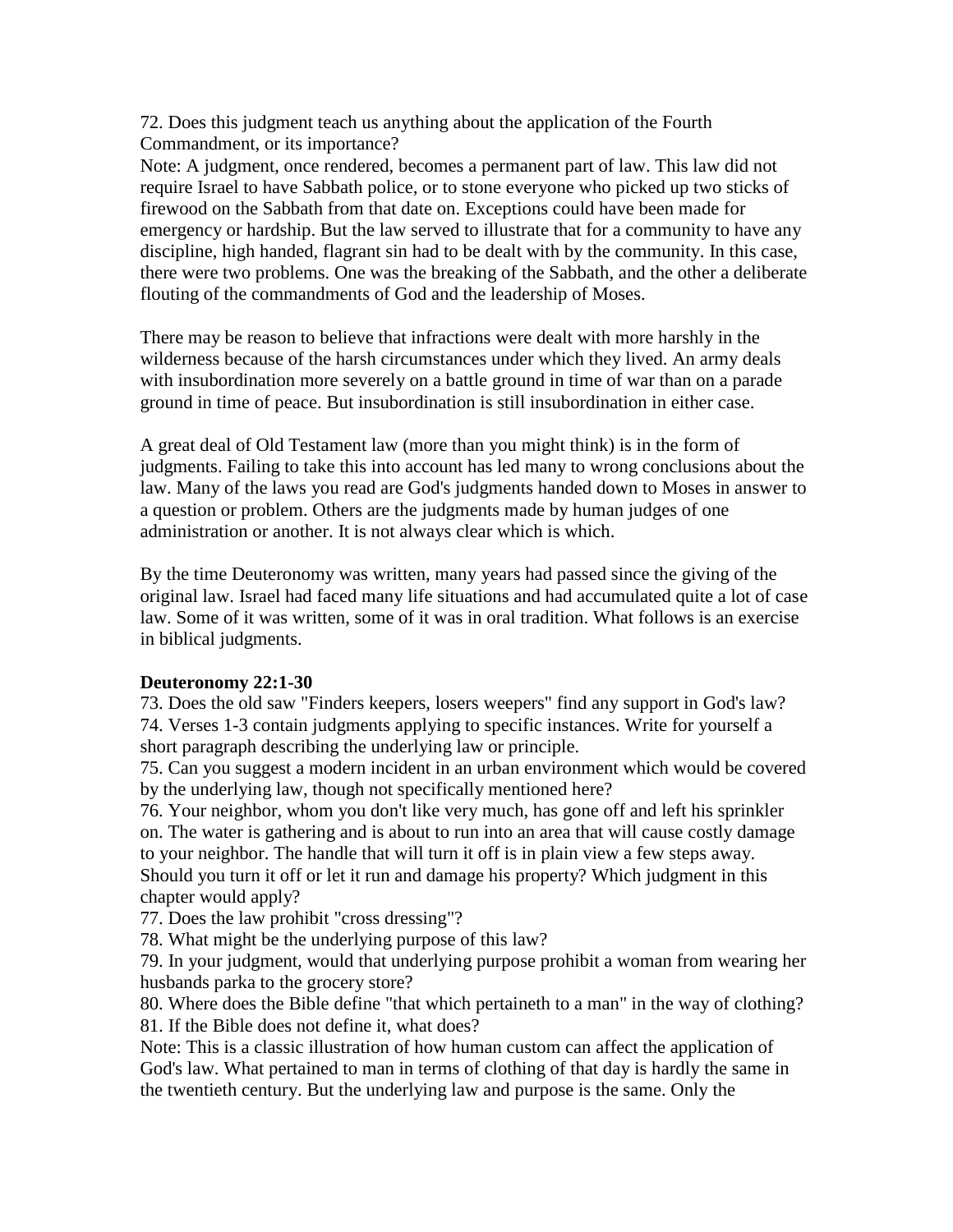72. Does this judgment teach us anything about the application of the Fourth Commandment, or its importance?
Note: A judgment, once rendered, becomes a permanent part of law. This law did not require Israel to have Sabbath police, or to stone everyone who picked up two sticks of firewood on the Sabbath from that date on. Exceptions could have been made for emergency or hardship. But the law served to illustrate that for a community to have any discipline, high handed, flagrant sin had to be dealt with by the community. In this case, there were two problems. One was the breaking of the Sabbath, and the other a deliberate flouting of the commandments of God and the leadership of Moses.

There may be reason to believe that infractions were dealt with more harshly in the wilderness because of the harsh circumstances under which they lived. An army deals with insubordination more severely on a battle ground in time of war than on a parade ground in time of peace. But insubordination is still insubordination in either case.

A great deal of Old Testament law (more than you might think) is in the form of judgments. Failing to take this into account has led many to wrong conclusions about the law. Many of the laws you read are God's judgments handed down to Moses in answer to a question or problem. Others are the judgments made by human judges of one administration or another. It is not always clear which is which.

By the time Deuteronomy was written, many years had passed since the giving of the original law. Israel had faced many life situations and had accumulated quite a lot of case law. Some of it was written, some of it was in oral tradition. What follows is an exercise in biblical judgments.

**Deuteronomy 22:1-30**
73. Does the old saw "Finders keepers, losers weepers" find any support in God's law?
74. Verses 1-3 contain judgments applying to specific instances. Write for yourself a short paragraph describing the underlying law or principle.
75. Can you suggest a modern incident in an urban environment which would be covered by the underlying law, though not specifically mentioned here?
76. Your neighbor, whom you don't like very much, has gone off and left his sprinkler on. The water is gathering and is about to run into an area that will cause costly damage to your neighbor. The handle that will turn it off is in plain view a few steps away. Should you turn it off or let it run and damage his property? Which judgment in this chapter would apply?
77. Does the law prohibit "cross dressing"?
78. What might be the underlying purpose of this law?
79. In your judgment, would that underlying purpose prohibit a woman from wearing her husbands parka to the grocery store?
80. Where does the Bible define "that which pertaineth to a man" in the way of clothing?
81. If the Bible does not define it, what does?
Note: This is a classic illustration of how human custom can affect the application of God's law. What pertained to man in terms of clothing of that day is hardly the same in the twentieth century. But the underlying law and purpose is the same. Only the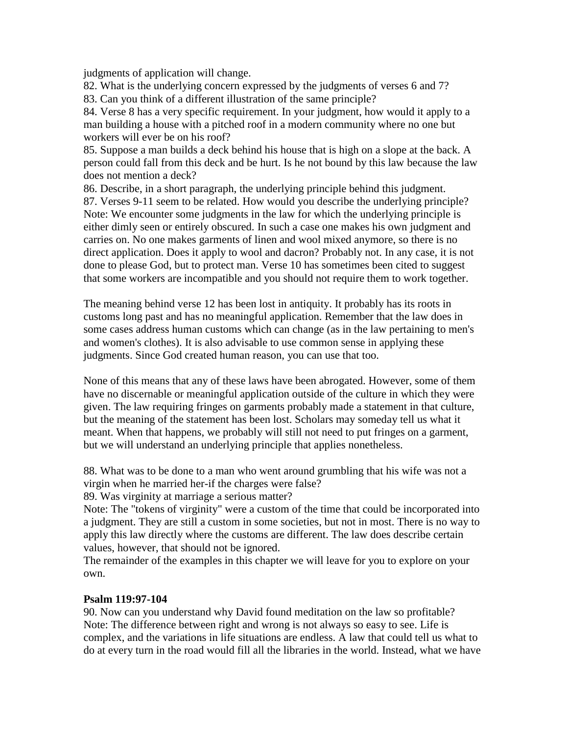judgments of application will change.

82. What is the underlying concern expressed by the judgments of verses 6 and 7?

83. Can you think of a different illustration of the same principle?

84. Verse 8 has a very specific requirement. In your judgment, how would it apply to a man building a house with a pitched roof in a modern community where no one but workers will ever be on his roof?

85. Suppose a man builds a deck behind his house that is high on a slope at the back. A person could fall from this deck and be hurt. Is he not bound by this law because the law does not mention a deck?

86. Describe, in a short paragraph, the underlying principle behind this judgment.

87. Verses 9-11 seem to be related. How would you describe the underlying principle?

Note: We encounter some judgments in the law for which the underlying principle is either dimly seen or entirely obscured. In such a case one makes his own judgment and carries on. No one makes garments of linen and wool mixed anymore, so there is no direct application. Does it apply to wool and dacron? Probably not. In any case, it is not done to please God, but to protect man. Verse 10 has sometimes been cited to suggest that some workers are incompatible and you should not require them to work together.

The meaning behind verse 12 has been lost in antiquity. It probably has its roots in customs long past and has no meaningful application. Remember that the law does in some cases address human customs which can change (as in the law pertaining to men's and women's clothes). It is also advisable to use common sense in applying these judgments. Since God created human reason, you can use that too.

None of this means that any of these laws have been abrogated. However, some of them have no discernable or meaningful application outside of the culture in which they were given. The law requiring fringes on garments probably made a statement in that culture, but the meaning of the statement has been lost. Scholars may someday tell us what it meant. When that happens, we probably will still not need to put fringes on a garment, but we will understand an underlying principle that applies nonetheless.

88. What was to be done to a man who went around grumbling that his wife was not a virgin when he married her-if the charges were false?

89. Was virginity at marriage a serious matter?

Note: The "tokens of virginity" were a custom of the time that could be incorporated into a judgment. They are still a custom in some societies, but not in most. There is no way to apply this law directly where the customs are different. The law does describe certain values, however, that should not be ignored.

The remainder of the examples in this chapter we will leave for you to explore on your own.

**Psalm 119:97-104**

90. Now can you understand why David found meditation on the law so profitable?

Note: The difference between right and wrong is not always so easy to see. Life is complex, and the variations in life situations are endless. A law that could tell us what to do at every turn in the road would fill all the libraries in the world. Instead, what we have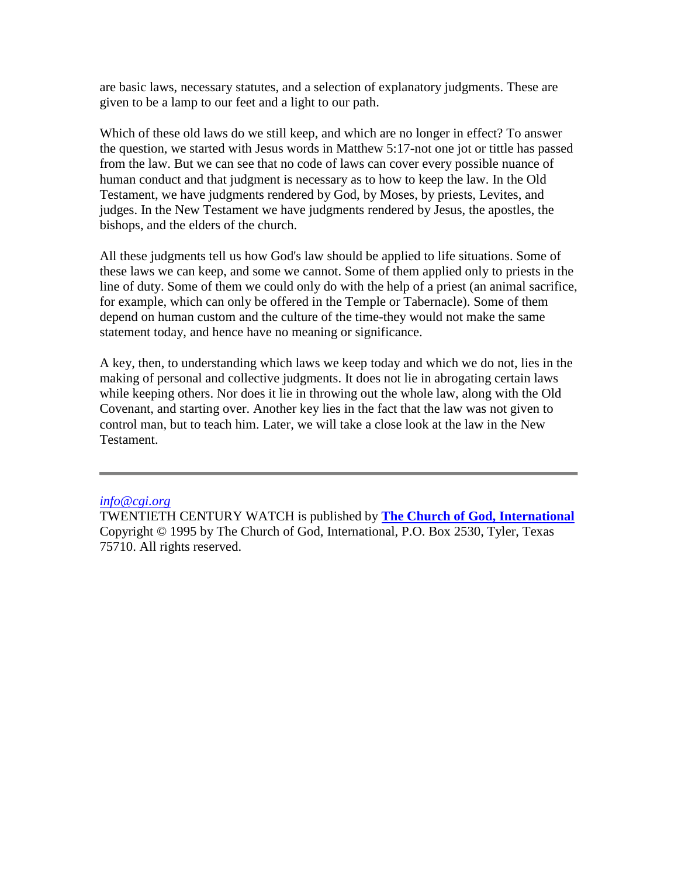are basic laws, necessary statutes, and a selection of explanatory judgments. These are given to be a lamp to our feet and a light to our path.

Which of these old laws do we still keep, and which are no longer in effect? To answer the question, we started with Jesus words in Matthew 5:17-not one jot or tittle has passed from the law. But we can see that no code of laws can cover every possible nuance of human conduct and that judgment is necessary as to how to keep the law. In the Old Testament, we have judgments rendered by God, by Moses, by priests, Levites, and judges. In the New Testament we have judgments rendered by Jesus, the apostles, the bishops, and the elders of the church.

All these judgments tell us how God's law should be applied to life situations. Some of these laws we can keep, and some we cannot. Some of them applied only to priests in the line of duty. Some of them we could only do with the help of a priest (an animal sacrifice, for example, which can only be offered in the Temple or Tabernacle). Some of them depend on human custom and the culture of the time-they would not make the same statement today, and hence have no meaning or significance.

A key, then, to understanding which laws we keep today and which we do not, lies in the making of personal and collective judgments. It does not lie in abrogating certain laws while keeping others. Nor does it lie in throwing out the whole law, along with the Old Covenant, and starting over. Another key lies in the fact that the law was not given to control man, but to teach him. Later, we will take a close look at the law in the New Testament.

---

*info@cgi.org*
TWENTIETH CENTURY WATCH is published by **The Church of God, International**
Copyright © 1995 by The Church of God, International, P.O. Box 2530, Tyler, Texas 75710. All rights reserved.